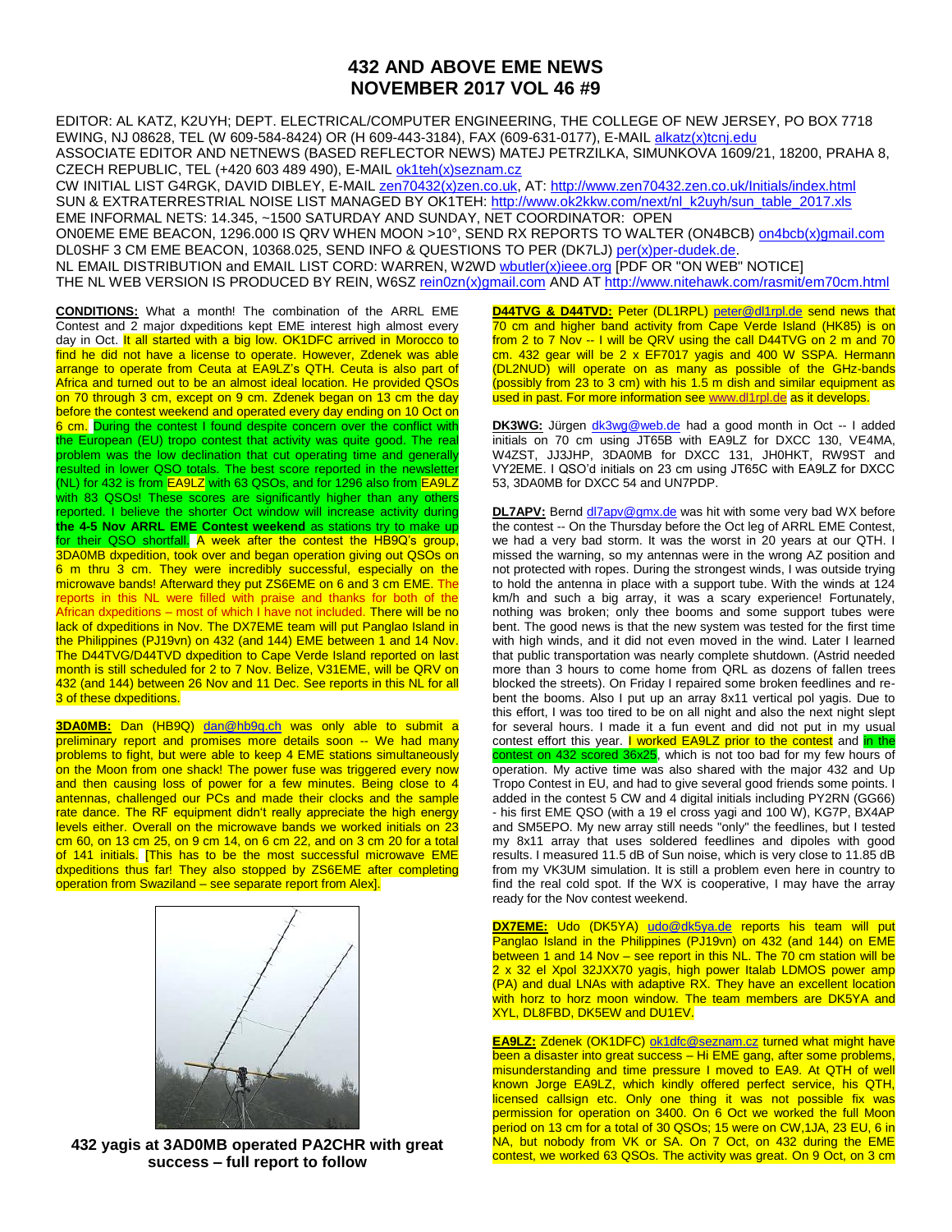# 432 AND ABOVE EME NEWS
# NOVEMBER 2017 VOL 46 #9

EDITOR: AL KATZ, K2UYH; DEPT. ELECTRICAL/COMPUTER ENGINEERING, THE COLLEGE OF NEW JERSEY, PO BOX 7718 EWING, NJ 08628, TEL (W 609-584-8424) OR (H 609-443-3184), FAX (609-631-0177), E-MAIL alkatz(x)tcnj.edu
ASSOCIATE EDITOR AND NETNEWS (BASED REFLECTOR NEWS) MATEJ PETRZILKA, SIMUNKOVA 1609/21, 18200, PRAHA 8, CZECH REPUBLIC, TEL (+420 603 489 490), E-MAIL ok1teh(x)seznam.cz
CW INITIAL LIST G4RGK, DAVID DIBLEY, E-MAIL zen70432(x)zen.co.uk, AT: http://www.zen70432.zen.co.uk/Initials/index.html
SUN & EXTRATERRESTRIAL NOISE LIST MANAGED BY OK1TEH: http://www.ok2kkw.com/next/nl_k2uyh/sun_table_2017.xls
EME INFORMAL NETS: 14.345, ~1500 SATURDAY AND SUNDAY, NET COORDINATOR: OPEN
ON0EME EME BEACON, 1296.000 IS QRV WHEN MOON >10°, SEND RX REPORTS TO WALTER (ON4BCB) on4bcb(x)gmail.com
DL0SHF 3 CM EME BEACON, 10368.025, SEND INFO & QUESTIONS TO PER (DK7LJ) per(x)per-dudek.de.
NL EMAIL DISTRIBUTION and EMAIL LIST CORD: WARREN, W2WD wbutler(x)ieee.org [PDF OR "ON WEB" NOTICE]
THE NL WEB VERSION IS PRODUCED BY REIN, W6SZ rein0zn(x)gmail.com AND AT http://www.nitehawk.com/rasmit/em70cm.html

**CONDITIONS:** What a month! The combination of the ARRL EME Contest and 2 major dxpeditions kept EME interest high almost every day in Oct. It all started with a big low. OK1DFC arrived in Morocco to find he did not have a license to operate. However, Zdenek was able arrange to operate from Ceuta at EA9LZ's QTH. Ceuta is also part of Africa and turned out to be an almost ideal location. He provided QSOs on 70 through 3 cm, except on 9 cm. Zdenek began on 13 cm the day before the contest weekend and operated every day ending on 10 Oct on 6 cm. During the contest I found despite concern over the conflict with the European (EU) tropo contest that activity was quite good. The real problem was the low declination that cut operating time and generally resulted in lower QSO totals. The best score reported in the newsletter (NL) for 432 is from EA9LZ with 63 QSOs, and for 1296 also from EA9LZ with 83 QSOs! These scores are significantly higher than any others reported. I believe the shorter Oct window will increase activity during **the 4-5 Nov ARRL EME Contest weekend** as stations try to make up for their QSO shortfall. A week after the contest the HB9Q's group, 3DA0MB dxpedition, took over and began operation giving out QSOs on 6 m thru 3 cm. They were incredibly successful, especially on the microwave bands! Afterward they put ZS6EME on 6 and 3 cm EME. The reports in this NL were filled with praise and thanks for both of the African dxpeditions – most of which I have not included. There will be no lack of dxpeditions in Nov. The DX7EME team will put Panglao Island in the Philippines (PJ19vn) on 432 (and 144) EME between 1 and 14 Nov. The D44TVG/D44TVD dxpedition to Cape Verde Island reported on last month is still scheduled for 2 to 7 Nov. Belize, V31EME, will be QRV on 432 (and 144) between 26 Nov and 11 Dec. See reports in this NL for all 3 of these dxpeditions.

**3DA0MB:** Dan (HB9Q) dan@hb9q.ch was only able to submit a preliminary report and promises more details soon -- We had many problems to fight, but were able to keep 4 EME stations simultaneously on the Moon from one shack! The power fuse was triggered every now and then causing loss of power for a few minutes. Being close to 4 antennas, challenged our PCs and made their clocks and the sample rate dance. The RF equipment didn't really appreciate the high energy levels either. Overall on the microwave bands we worked initials on 23 cm 60, on 13 cm 25, on 9 cm 14, on 6 cm 22, and on 3 cm 20 for a total of 141 initials. [This has to be the most successful microwave EME dxpeditions thus far! They also stopped by ZS6EME after completing operation from Swaziland – see separate report from Alex].

**432 yagis at 3AD0MB operated PA2CHR with great success – full report to follow**

**D44TVG & D44TVD:** Peter (DL1RPL) peter@dl1rpl.de send news that 70 cm and higher band activity from Cape Verde Island (HK85) is on from 2 to 7 Nov -- I will be QRV using the call D44TVG on 2 m and 70 cm. 432 gear will be 2 x EF7017 yagis and 400 W SSPA. Hermann (DL2NUD) will operate on as many as possible of the GHz-bands (possibly from 23 to 3 cm) with his 1.5 m dish and similar equipment as used in past. For more information see www.dl1rpl.de as it develops.

**DK3WG:** Jürgen dk3wg@web.de had a good month in Oct -- I added initials on 70 cm using JT65B with EA9LZ for DXCC 130, VE4MA, W4ZST, JJ3JHP, 3DA0MB for DXCC 131, JH0HKT, RW9ST and VY2EME. I QSO'd initials on 23 cm using JT65C with EA9LZ for DXCC 53, 3DA0MB for DXCC 54 and UN7PDP.

**DL7APV:** Bernd dl7apv@gmx.de was hit with some very bad WX before the contest -- On the Thursday before the Oct leg of ARRL EME Contest, we had a very bad storm. It was the worst in 20 years at our QTH. I missed the warning, so my antennas were in the wrong AZ position and not protected with ropes. During the strongest winds, I was outside trying to hold the antenna in place with a support tube. With the winds at 124 km/h and such a big array, it was a scary experience! Fortunately, nothing was broken; only thee booms and some support tubes were bent. The good news is that the new system was tested for the first time with high winds, and it did not even moved in the wind. Later I learned that public transportation was nearly complete shutdown. (Astrid needed more than 3 hours to come home from QRL as dozens of fallen trees blocked the streets). On Friday I repaired some broken feedlines and re-bent the booms. Also I put up an array 8x11 vertical pol yagis. Due to this effort, I was too tired to be on all night and also the next night slept for several hours. I made it a fun event and did not put in my usual contest effort this year. I worked EA9LZ prior to the contest and in the contest on 432 scored 36x25, which is not too bad for my few hours of operation. My active time was also shared with the major 432 and Up Tropo Contest in EU, and had to give several good friends some points. I added in the contest 5 CW and 4 digital initials including PY2RN (GG66) - his first EME QSO (with a 19 el cross yagi and 100 W), KG7P, BX4AP and SM5EPO. My new array still needs "only" the feedlines, but I tested my 8x11 array that uses soldered feedlines and dipoles with good results. I measured 11.5 dB of Sun noise, which is very close to 11.85 dB from my VK3UM simulation. It is still a problem even here in country to find the real cold spot. If the WX is cooperative, I may have the array ready for the Nov contest weekend.

**DX7EME:** Udo (DK5YA) udo@dk5ya.de reports his team will put Panglao Island in the Philippines (PJ19vn) on 432 (and 144) on EME between 1 and 14 Nov – see report in this NL. The 70 cm station will be 2 x 32 el Xpol 32JXX70 yagis, high power Italab LDMOS power amp (PA) and dual LNAs with adaptive RX. They have an excellent location with horz to horz moon window. The team members are DK5YA and XYL, DL8FBD, DK5EW and DU1EV.

**EA9LZ:** Zdenek (OK1DFC) ok1dfc@seznam.cz turned what might have been a disaster into great success – Hi EME gang, after some problems, misunderstanding and time pressure I moved to EA9. At QTH of well known Jorge EA9LZ, which kindly offered perfect service, his QTH, licensed callsign etc. Only one thing it was not possible fix was permission for operation on 3400. On 6 Oct we worked the full Moon period on 13 cm for a total of 30 QSOs; 15 were on CW,1JA, 23 EU, 6 in NA, but nobody from VK or SA. On 7 Oct, on 432 during the EME contest, we worked 63 QSOs. The activity was great. On 9 Oct, on 3 cm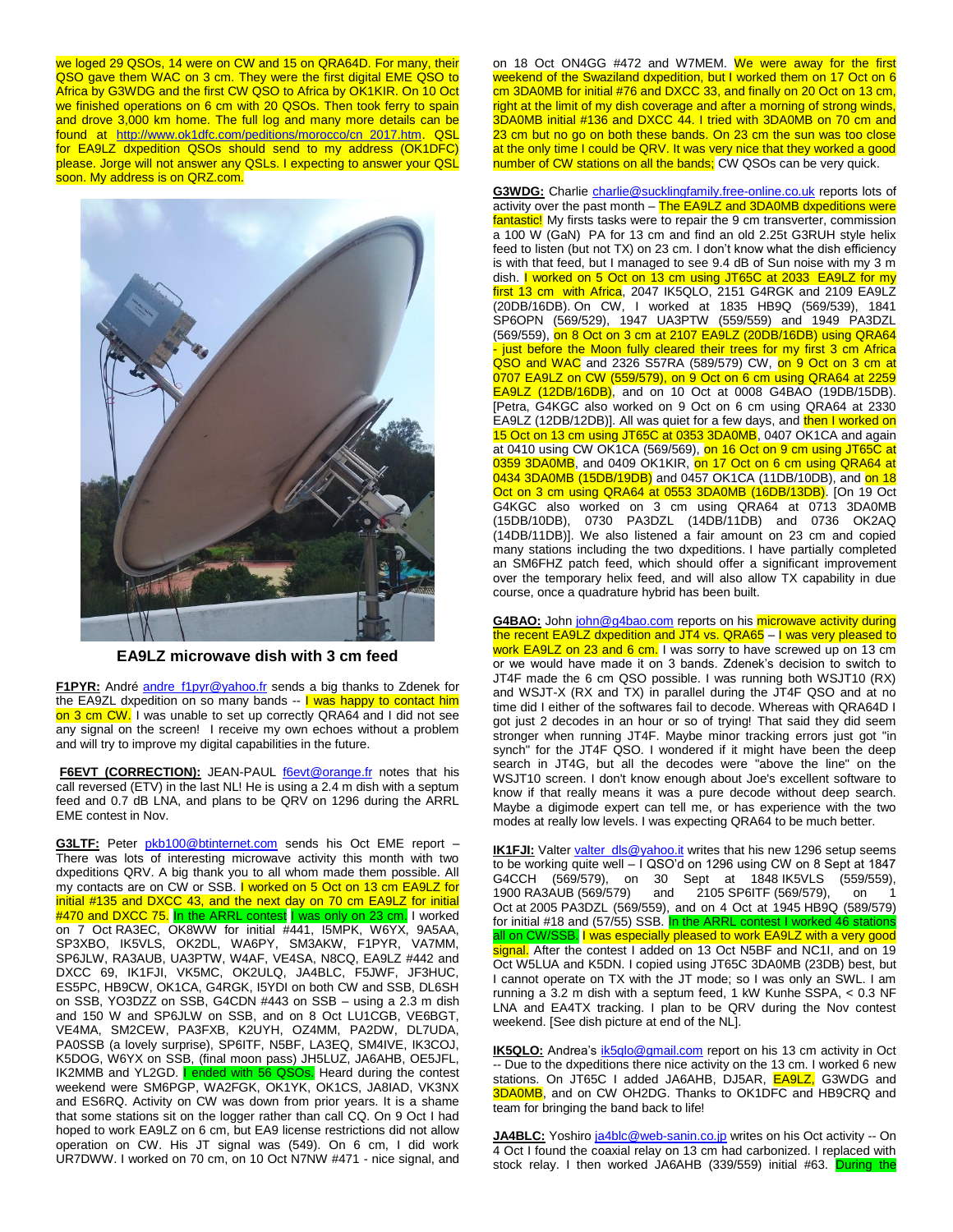we loged 29 QSOs, 14 were on CW and 15 on QRA64D. For many, their QSO gave them WAC on 3 cm. They were the first digital EME QSO to Africa by G3WDG and the first CW QSO to Africa by OK1KIR. On 10 Oct we finished operations on 6 cm with 20 QSOs. Then took ferry to spain and drove 3,000 km home. The full log and many more details can be found at http://www.ok1dfc.com/peditions/morocco/cn_2017.htm. QSL for EA9LZ dxpedition QSOs should send to my address (OK1DFC) please. Jorge will not answer any QSLs. I expecting to answer your QSL soon. My address is on QRZ.com.

**EA9LZ microwave dish with 3 cm feed**

**F1PYR:** André andre_f1pyr@yahoo.fr sends a big thanks to Zdenek for the EA9ZL dxpedition on so many bands -- I was happy to contact him on 3 cm CW. I was unable to set up correctly QRA64 and I did not see any signal on the screen! I receive my own echoes without a problem and will try to improve my digital capabilities in the future.

**F6EVT (CORRECTION):** JEAN-PAUL f6evt@orange.fr notes that his call reversed (ETV) in the last NL! He is using a 2.4 m dish with a septum feed and 0.7 dB LNA, and plans to be QRV on 1296 during the ARRL EME contest in Nov.

**G3LTF:** Peter pkb100@btinternet.com sends his Oct EME report – There was lots of interesting microwave activity this month with two dxpeditions QRV. A big thank you to all whom made them possible. All my contacts are on CW or SSB. I worked on 5 Oct on 13 cm EA9LZ for initial #135 and DXCC 43, and the next day on 70 cm EA9LZ for initial #470 and DXCC 75. In the ARRL contest I was only on 23 cm. I worked on 7 Oct RA3EC, OK8WW for initial #441, I5MPK, W6YX, 9A5AA, SP3XBO, IK5VLS, OK2DL, WA6PY, SM3AKW, F1PYR, VA7MM, SP6JLW, RA3AUB, UA3PTW, W4AF, VE4SA, N8CQ, EA9LZ #442 and DXCC 69, IK1FJI, VK5MC, OK2ULQ, JA4BLC, F5JWF, JF3HUC, ES5PC, HB9CW, OK1CA, G4RGK, I5YDI on both CW and SSB, DL6SH on SSB, YO3DZZ on SSB, G4CDN #443 on SSB – using a 2.3 m dish and 150 W and SP6JLW on SSB, and on 8 Oct LU1CGB, VE6BGT, VE4MA, SM2CEW, PA3FXB, K2UYH, OZ4MM, PA2DW, DL7UDA, PA0SSB (a lovely surprise), SP6ITF, N5BF, LA3EQ, SM4IVE, IK3COJ, K5DOG, W6YX on SSB, (final moon pass) JH5LUZ, JA6AHB, OE5JFL, IK2MMB and YL2GD. I ended with 56 QSOs. Heard during the contest weekend were SM6PGP, WA2FGK, OK1YK, OK1CS, JA8IAD, VK3NX and ES6RQ. Activity on CW was down from prior years. It is a shame that some stations sit on the logger rather than call CQ. On 9 Oct I had hoped to work EA9LZ on 6 cm, but EA9 license restrictions did not allow operation on CW. His JT signal was (549). On 6 cm, I did work UR7DWW. I worked on 70 cm, on 10 Oct N7NW #471 - nice signal, and on 18 Oct ON4GG #472 and W7MEM. We were away for the first weekend of the Swaziland dxpedition, but I worked them on 17 Oct on 6 cm 3DA0MB for initial #76 and DXCC 33, and finally on 20 Oct on 13 cm, right at the limit of my dish coverage and after a morning of strong winds, 3DA0MB initial #136 and DXCC 44. I tried with 3DA0MB on 70 cm and 23 cm but no go on both these bands. On 23 cm the sun was too close at the only time I could be QRV. It was very nice that they worked a good number of CW stations on all the bands; CW QSOs can be very quick.

**G3WDG:** Charlie charlie@sucklingfamily.free-online.co.uk reports lots of activity over the past month – The EA9LZ and 3DA0MB dxpeditions were fantastic! My firsts tasks were to repair the 9 cm transverter, commission a 100 W (GaN) PA for 13 cm and find an old 2.25t G3RUH style helix feed to listen (but not TX) on 23 cm. I don't know what the dish efficiency is with that feed, but I managed to see 9.4 dB of Sun noise with my 3 m dish. I worked on 5 Oct on 13 cm using JT65C at 2033 EA9LZ for my first 13 cm with Africa, 2047 IK5QLO, 2151 G4RGK and 2109 EA9LZ (20DB/16DB). On CW, I worked at 1835 HB9Q (569/539), 1841 SP6OPN (569/529), 1947 UA3PTW (559/559) and 1949 PA3DZL (569/559), on 8 Oct on 3 cm at 2107 EA9LZ (20DB/16DB) using QRA64 - just before the Moon fully cleared their trees for my first 3 cm Africa QSO and WAC and 2326 S57RA (589/579) CW, on 9 Oct on 3 cm at 0707 EA9LZ on CW (559/579), on 9 Oct on 6 cm using QRA64 at 2259 EA9LZ (12DB/16DB), and on 10 Oct at 0008 G4BAO (19DB/15DB). [Petra, G4KGC also worked on 9 Oct on 6 cm using QRA64 at 2330 EA9LZ (12DB/12DB)]. All was quiet for a few days, and then I worked on 15 Oct on 13 cm using JT65C at 0353 3DA0MB, 0407 OK1CA and again at 0410 using CW OK1CA (569/569), on 16 Oct on 9 cm using JT65C at 0359 3DA0MB, and 0409 OK1KIR, on 17 Oct on 6 cm using QRA64 at 0434 3DA0MB (15DB/19DB) and 0457 OK1CA (11DB/10DB), and on 18 Oct on 3 cm using QRA64 at 0553 3DA0MB (16DB/13DB). [On 19 Oct G4KGC also worked on 3 cm using QRA64 at 0713 3DA0MB (15DB/10DB), 0730 PA3DZL (14DB/11DB) and 0736 OK2AQ (14DB/11DB)]. We also listened a fair amount on 23 cm and copied many stations including the two dxpeditions. I have partially completed an SM6FHZ patch feed, which should offer a significant improvement over the temporary helix feed, and will also allow TX capability in due course, once a quadrature hybrid has been built.

**G4BAO:** John john@g4bao.com reports on his microwave activity during the recent EA9LZ dxpedition and JT4 vs. QRA65 – I was very pleased to work EA9LZ on 23 and 6 cm. I was sorry to have screwed up on 13 cm or we would have made it on 3 bands. Zdenek's decision to switch to JT4F made the 6 cm QSO possible. I was running both WSJT10 (RX) and WSJT-X (RX and TX) in parallel during the JT4F QSO and at no time did I either of the softwares fail to decode. Whereas with QRA64D I got just 2 decodes in an hour or so of trying! That said they did seem stronger when running JT4F. Maybe minor tracking errors just got "in synch" for the JT4F QSO. I wondered if it might have been the deep search in JT4G, but all the decodes were "above the line" on the WSJT10 screen. I don't know enough about Joe's excellent software to know if that really means it was a pure decode without deep search. Maybe a digimode expert can tell me, or has experience with the two modes at really low levels. I was expecting QRA64 to be much better.

**IK1FJI:** Valter valter_dls@yahoo.it writes that his new 1296 setup seems to be working quite well – I QSO'd on 1296 using CW on 8 Sept at 1847 G4CCH (569/579), on 30 Sept at 1848 IK5VLS (559/559), 1900 RA3AUB (569/579) and 2105 SP6ITF (569/579), on 1 Oct at 2005 PA3DZL (569/559), and on 4 Oct at 1945 HB9Q (589/579) for initial #18 and (57/55) SSB. In the ARRL contest I worked 46 stations all on CW/SSB. I was especially pleased to work EA9LZ with a very good signal. After the contest I added on 13 Oct N5BF and NC1I, and on 19 Oct W5LUA and K5DN. I copied using JT65C 3DA0MB (23DB) best, but I cannot operate on TX with the JT mode; so I was only an SWL. I am running a 3.2 m dish with a septum feed, 1 kW Kunhe SSPA, < 0.3 NF LNA and EA4TX tracking. I plan to be QRV during the Nov contest weekend. [See dish picture at end of the NL].

**IK5QLO:** Andrea's ik5qlo@gmail.com report on his 13 cm activity in Oct -- Due to the dxpeditions there nice activity on the 13 cm. I worked 6 new stations. On JT65C I added JA6AHB, DJ5AR, EA9LZ, G3WDG and 3DA0MB, and on CW OH2DG. Thanks to OK1DFC and HB9CRQ and team for bringing the band back to life!

**JA4BLC:** Yoshiro ja4blc@web-sanin.co.jp writes on his Oct activity -- On 4 Oct I found the coaxial relay on 13 cm had carbonized. I replaced with stock relay. I then worked JA6AHB (339/559) initial #63. During the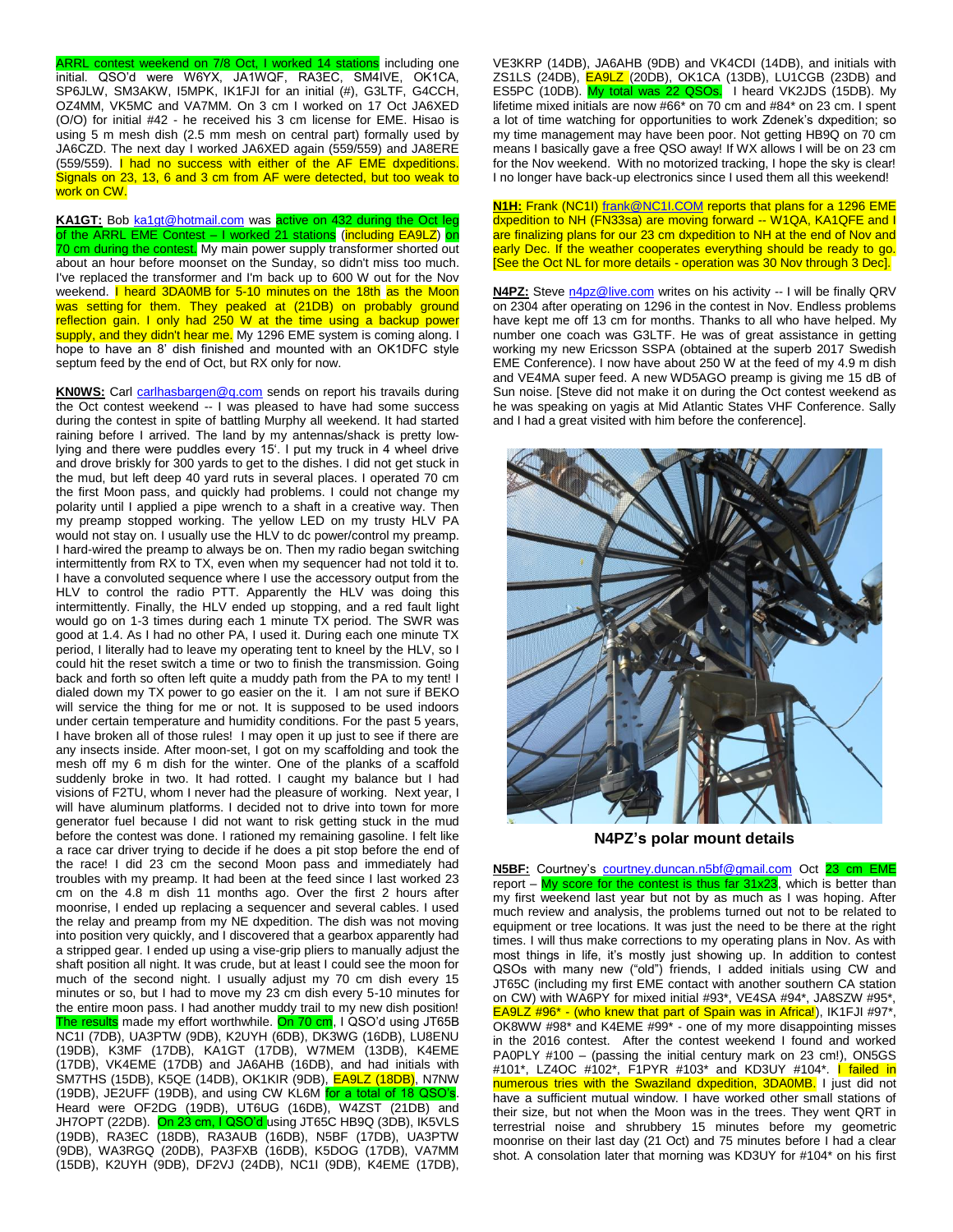ARRL contest weekend on 7/8 Oct, I worked 14 stations including one initial. QSO'd were W6YX, JA1WQF, RA3EC, SM4IVE, OK1CA, SP6JLW, SM3AKW, I5MPK, IK1FJI for an initial (#), G3LTF, G4CCH, OZ4MM, VK5MC and VA7MM. On 3 cm I worked on 17 Oct JA6XED (O/O) for initial #42 - he received his 3 cm license for EME. Hisao is using 5 m mesh dish (2.5 mm mesh on central part) formally used by JA6CZD. The next day I worked JA6XED again (559/559) and JA8ERE (559/559). I had no success with either of the AF EME dxpeditions. Signals on 23, 13, 6 and 3 cm from AF were detected, but too weak to work on CW.

**KA1GT:** Bob ka1gt@hotmail.com was active on 432 during the Oct leg of the ARRL EME Contest – I worked 21 stations (including EA9LZ) on 70 cm during the contest. My main power supply transformer shorted out about an hour before moonset on the Sunday, so didn't miss too much. I've replaced the transformer and I'm back up to 600 W out for the Nov weekend. I heard 3DA0MB for 5-10 minutes on the 18th as the Moon was setting for them. They peaked at (21DB) on probably ground reflection gain. I only had 250 W at the time using a backup power supply, and they didn't hear me. My 1296 EME system is coming along. I hope to have an 8' dish finished and mounted with an OK1DFC style septum feed by the end of Oct, but RX only for now.

**KN0WS:** Carl carlhasbargen@q.com sends on report his travails during the Oct contest weekend -- I was pleased to have had some success during the contest in spite of battling Murphy all weekend. It had started raining before I arrived. The land by my antennas/shack is pretty low-lying and there were puddles every 15'. I put my truck in 4 wheel drive and drove briskly for 300 yards to get to the dishes. I did not get stuck in the mud, but left deep 40 yard ruts in several places. I operated 70 cm the first Moon pass, and quickly had problems. I could not change my polarity until I applied a pipe wrench to a shaft in a creative way. Then my preamp stopped working. The yellow LED on my trusty HLV PA would not stay on. I usually use the HLV to dc power/control my preamp. I hard-wired the preamp to always be on. Then my radio began switching intermittently from RX to TX, even when my sequencer had not told it to. I have a convoluted sequence where I use the accessory output from the HLV to control the radio PTT. Apparently the HLV was doing this intermittently. Finally, the HLV ended up stopping, and a red fault light would go on 1-3 times during each 1 minute TX period. The SWR was good at 1.4. As I had no other PA, I used it. During each one minute TX period, I literally had to leave my operating tent to kneel by the HLV, so I could hit the reset switch a time or two to finish the transmission. Going back and forth so often left quite a muddy path from the PA to my tent! I dialed down my TX power to go easier on the it. I am not sure if BEKO will service the thing for me or not. It is supposed to be used indoors under certain temperature and humidity conditions. For the past 5 years, I have broken all of those rules! I may open it up just to see if there are any insects inside. After moon-set, I got on my scaffolding and took the mesh off my 6 m dish for the winter. One of the planks of a scaffold suddenly broke in two. It had rotted. I caught my balance but I had visions of F2TU, whom I never had the pleasure of working. Next year, I will have aluminum platforms. I decided not to drive into town for more generator fuel because I did not want to risk getting stuck in the mud before the contest was done. I rationed my remaining gasoline. I felt like a race car driver trying to decide if he does a pit stop before the end of the race! I did 23 cm the second Moon pass and immediately had troubles with my preamp. It had been at the feed since I last worked 23 cm on the 4.8 m dish 11 months ago. Over the first 2 hours after moonrise, I ended up replacing a sequencer and several cables. I used the relay and preamp from my NE dxpedition. The dish was not moving into position very quickly, and I discovered that a gearbox apparently had a stripped gear. I ended up using a vise-grip pliers to manually adjust the shaft position all night. It was crude, but at least I could see the moon for much of the second night. I usually adjust my 70 cm dish every 15 minutes or so, but I had to move my 23 cm dish every 5-10 minutes for the entire moon pass. I had another muddy trail to my new dish position! The results made my effort worthwhile. On 70 cm, I QSO'd using JT65B NC1I (7DB), UA3PTW (9DB), K2UYH (6DB), DK3WG (16DB), LU8ENU (19DB), K3MF (17DB), KA1GT (17DB), W7MEM (13DB), K4EME (17DB), VK4EME (17DB) and JA6AHB (16DB), and had initials with SM7THS (15DB), K5QE (14DB), OK1KIR (9DB), EA9LZ (18DB), N7NW (19DB), JE2UFF (19DB), and using CW KL6M for a total of 18 QSO's. Heard were OF2DG (19DB), UT6UG (16DB), W4ZST (21DB) and JH7OPT (22DB). On 23 cm, I QSO'd using JT65C HB9Q (3DB), IK5VLS (19DB), RA3EC (18DB), RA3AUB (16DB), N5BF (17DB), UA3PTW (9DB), WA3RGQ (20DB), PA3FXB (16DB), K5DOG (17DB), VA7MM (15DB), K2UYH (9DB), DF2VJ (24DB), NC1I (9DB), K4EME (17DB), VE3KRP (14DB), JA6AHB (9DB) and VK4CDI (14DB), and initials with ZS1LS (24DB), EA9LZ (20DB), OK1CA (13DB), LU1CGB (23DB) and ES5PC (10DB). My total was 22 QSOs. I heard VK2JDS (15DB). My lifetime mixed initials are now #66* on 70 cm and #84* on 23 cm. I spent a lot of time watching for opportunities to work Zdenek's dxpedition; so my time management may have been poor. Not getting HB9Q on 70 cm means I basically gave a free QSO away! If WX allows I will be on 23 cm for the Nov weekend. With no motorized tracking, I hope the sky is clear! I no longer have back-up electronics since I used them all this weekend!

**N1H:** Frank (NC1I) frank@NC1I.COM reports that plans for a 1296 EME dxpedition to NH (FN33sa) are moving forward -- W1QA, KA1QFE and I are finalizing plans for our 23 cm dxpedition to NH at the end of Nov and early Dec. If the weather cooperates everything should be ready to go. [See the Oct NL for more details - operation was 30 Nov through 3 Dec].

**N4PZ:** Steve n4pz@live.com writes on his activity -- I will be finally QRV on 2304 after operating on 1296 in the contest in Nov. Endless problems have kept me off 13 cm for months. Thanks to all who have helped. My number one coach was G3LTF. He was of great assistance in getting working my new Ericsson SSPA (obtained at the superb 2017 Swedish EME Conference). I now have about 250 W at the feed of my 4.9 m dish and VE4MA super feed. A new WD5AGO preamp is giving me 15 dB of Sun noise. [Steve did not make it on during the Oct contest weekend as he was speaking on yagis at Mid Atlantic States VHF Conference. Sally and I had a great visited with him before the conference].

**N4PZ's polar mount details**

**N5BF:** Courtney's courtney.duncan.n5bf@gmail.com Oct 23 cm EME report – My score for the contest is thus far 31x23, which is better than my first weekend last year but not by as much as I was hoping. After much review and analysis, the problems turned out not to be related to equipment or tree locations. It was just the need to be there at the right times. I will thus make corrections to my operating plans in Nov. As with most things in life, it's mostly just showing up. In addition to contest QSOs with many new ("old") friends, I added initials using CW and JT65C (including my first EME contact with another southern CA station on CW) with WA6PY for mixed initial #93*, VE4SA #94*, JA8SZW #95*, EA9LZ #96* - (who knew that part of Spain was in Africa!), IK1FJI #97*, OK8WW #98* and K4EME #99* - one of my more disappointing misses in the 2016 contest. After the contest weekend I found and worked PA0PLY #100 – (passing the initial century mark on 23 cm!), ON5GS #101*, LZ4OC #102*, F1PYR #103* and KD3UY #104*. I failed in numerous tries with the Swaziland dxpedition, 3DA0MB. I just did not have a sufficient mutual window. I have worked other small stations of their size, but not when the Moon was in the trees. They went QRT in terrestrial noise and shrubbery 15 minutes before my geometric moonrise on their last day (21 Oct) and 75 minutes before I had a clear shot. A consolation later that morning was KD3UY for #104* on his first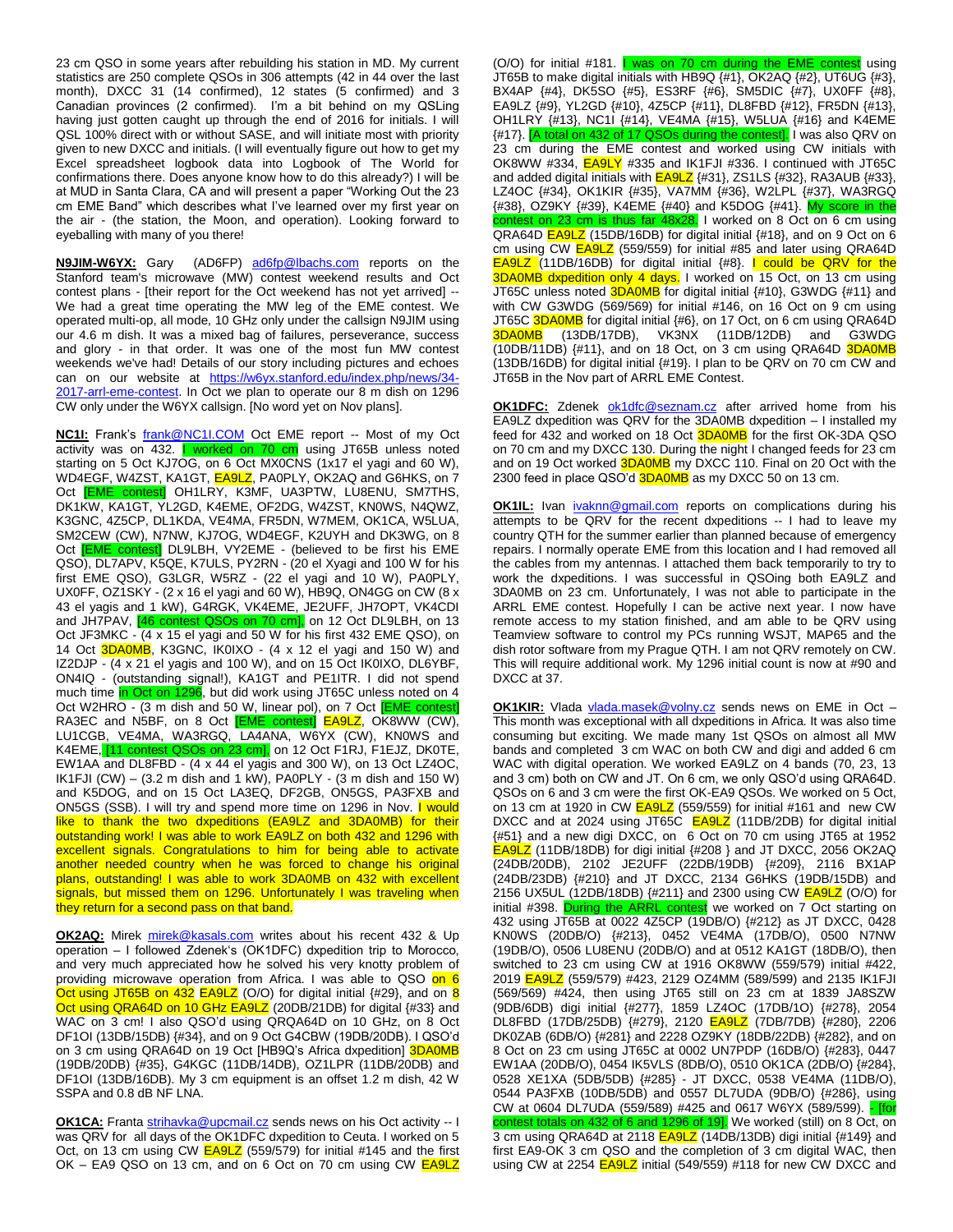23 cm QSO in some years after rebuilding his station in MD. My current statistics are 250 complete QSOs in 306 attempts (42 in 44 over the last month), DXCC 31 (14 confirmed), 12 states (5 confirmed) and 3 Canadian provinces (2 confirmed). I'm a bit behind on my QSLing having just gotten caught up through the end of 2016 for initials. I will QSL 100% direct with or without SASE, and will initiate most with priority given to new DXCC and initials. (I will eventually figure out how to get my Excel spreadsheet logbook data into Logbook of The World for confirmations there. Does anyone know how to do this already?) I will be at MUD in Santa Clara, CA and will present a paper "Working Out the 23 cm EME Band" which describes what I've learned over my first year on the air - (the station, the Moon, and operation). Looking forward to eyeballing with many of you there!

**N9JIM-W6YX:** Gary (AD6FP) ad6fp@lbachs.com reports on the Stanford team's microwave (MW) contest weekend results and Oct contest plans - [their report for the Oct weekend has not yet arrived] -- We had a great time operating the MW leg of the EME contest. We operated multi-op, all mode, 10 GHz only under the callsign N9JIM using our 4.6 m dish. It was a mixed bag of failures, perseverance, success and glory - in that order. It was one of the most fun MW contest weekends we've had! Details of our story including pictures and echoes can on our website at https://w6yx.stanford.edu/index.php/news/34-2017-arrl-eme-contest. In Oct we plan to operate our 8 m dish on 1296 CW only under the W6YX callsign. [No word yet on Nov plans].

**NC1I:** Frank's frank@NC1I.COM Oct EME report -- Most of my Oct activity was on 432. I worked on 70 cm using JT65B unless noted starting on 5 Oct KJ7OG, on 6 Oct MX0CNS (1x17 el yagi and 60 W), WD4EGF, W4ZST, KA1GT, EA9LZ, PA0PLY, OK2AQ and G6HKS, on 7 Oct [EME contest] OH1LRY, K3MF, UA3PTW, LU8ENU, SM7THS, DK1KW, KA1GT, YL2GD, K4EME, OF2DG, W4ZST, KN0WS, N4QWZ, K3GNC, 4Z5CP, DL1KDA, VE4MA, FR5DN, W7MEM, OK1CA, W5LUA, SM2CEW (CW), N7NW, KJ7OG, WD4EGF, K2UYH and DK3WG, on 8 Oct [EME contest] DL9LBH, VY2EME - (believed to be first his EME QSO), DL7APV, K5QE, K7ULS, PY2RN - (20 el Xyagi and 100 W for his first EME QSO), G3LGR, W5RZ - (22 el yagi and 10 W), PA0PLY, UX0FF, OZ1SKY - (2 x 16 el yagi and 60 W), HB9Q, ON4GG on CW (8 x 43 el yagis and 1 kW), G4RGK, VK4EME, JE2UFF, JH7OPT, VK4CDI and JH7PAV, [46 contest QSOs on 70 cm], on 12 Oct DL9LBH, on 13 Oct JF3MKC - (4 x 15 el yagi and 50 W for his first 432 EME QSO), on 14 Oct 3DA0MB, K3GNC, IK0IXO - (4 x 12 el yagi and 150 W) and IZ2DJP - (4 x 21 el yagis and 100 W), and on 15 Oct IK0IXO, DL6YBF, ON4IQ - (outstanding signal!), KA1GT and PE1ITR. I did not spend much time in Oct on 1296, but did work using JT65C unless noted on 4 Oct W2HRO - (3 m dish and 50 W, linear pol), on 7 Oct [EME contest] RA3EC and N5BF, on 8 Oct [EME contest] EA9LZ, OK8WW (CW), LU1CGB, VE4MA, WA3RGQ, LA4ANA, W6YX (CW), KN0WS and K4EME, [11 contest QSOs on 23 cm], on 12 Oct F1RJ, F1EJZ, DK0TE, EW1AA and DL8FBD - (4 x 44 el yagis and 300 W), on 13 Oct LZ4OC, IK1FJI (CW) – (3.2 m dish and 1 kW), PA0PLY - (3 m dish and 150 W) and K5DOG, and on 15 Oct LA3EQ, DF2GB, ON5GS, PA3FXB and ON5GS (SSB). I will try and spend more time on 1296 in Nov. I would like to thank the two dxpeditions (EA9LZ and 3DA0MB) for their outstanding work! I was able to work EA9LZ on both 432 and 1296 with excellent signals. Congratulations to him for being able to activate another needed country when he was forced to change his original plans, outstanding! I was able to work 3DA0MB on 432 with excellent signals, but missed them on 1296. Unfortunately I was traveling when they return for a second pass on that band.

**OK2AQ:** Mirek mirek@kasals.com writes about his recent 432 & Up operation – I followed Zdenek's (OK1DFC) dxpedition trip to Morocco, and very much appreciated how he solved his very knotty problem of providing microwave operation from Africa. I was able to QSO on 6 Oct using JT65B on 432 EA9LZ (O/O) for digital initial {#29}, and on 8 Oct using QRA64D on 10 GHz EA9LZ (20DB/21DB) for digital {#33} and WAC on 3 cm! I also QSO'd using QRQA64D on 10 GHz, on 8 Oct DF1OI (13DB/15DB) {#34}, and on 9 Oct G4CBW (19DB/20DB). I QSO'd on 3 cm using QRA64D on 19 Oct [HB9Q's Africa dxpedition] 3DA0MB (19DB/20DB) {#35}, G4KGC (11DB/14DB), OZ1LPR (11DB/20DB) and DF1OI (13DB/16DB). My 3 cm equipment is an offset 1.2 m dish, 42 W SSPA and 0.8 dB NF LNA.

**OK1CA:** Franta strihavka@upcmail.cz sends news on his Oct activity -- I was QRV for all days of the OK1DFC dxpedition to Ceuta. I worked on 5 Oct, on 13 cm using CW EA9LZ (559/579) for initial #145 and the first OK – EA9 QSO on 13 cm, and on 6 Oct on 70 cm using CW EA9LZ (O/O) for initial #181. I was on 70 cm during the EME contest using JT65B to make digital initials with HB9Q {#1}, OK2AQ {#2}, UT6UG {#3}, BX4AP {#4}, DK5SO {#5}, ES3RF {#6}, SM5DIC {#7}, UX0FF {#8}, EA9LZ {#9}, YL2GD {#10}, 4Z5CP {#11}, DL8FBD {#12}, FR5DN {#13}, OH1LRY {#13}, NC1I {#14}, VE4MA {#15}, W5LUA {#16} and K4EME {#17}. [A total on 432 of 17 QSOs during the contest]. I was also QRV on 23 cm during the EME contest and worked using CW initials with OK8WW #334, EA9LY #335 and IK1FJI #336. I continued with JT65C and added digital initials with EA9LZ {#31}, ZS1LS {#32}, RA3AUB {#33}, LZ4OC {#34}, OK1KIR {#35}, VA7MM {#36}, W2LPL {#37}, WA3RGQ {#38}, OZ9KY {#39}, K4EME {#40} and K5DOG {#41}. My score in the contest on 23 cm is thus far 48x28. I worked on 8 Oct on 6 cm using QRA64D EA9LZ (15DB/16DB) for digital initial {#18}, and on 9 Oct on 6 cm using CW EA9LZ (559/559) for initial #85 and later using QRA64D EA9LZ (11DB/16DB) for digital initial {#8}. I could be QRV for the 3DA0MB dxpedition only 4 days. I worked on 15 Oct, on 13 cm using JT65C unless noted 3DA0MB for digital initial {#10}, G3WDG {#11} and with CW G3WDG (569/569) for initial #146, on 16 Oct on 9 cm using JT65C 3DA0MB for digital initial {#6}, on 17 Oct, on 6 cm using QRA64D 3DA0MB (13DB/17DB), VK3NX (11DB/12DB) and G3WDG (10DB/11DB) {#11}, and on 18 Oct, on 3 cm using QRA64D 3DA0MB (13DB/16DB) for digital initial {#19}. I plan to be QRV on 70 cm CW and JT65B in the Nov part of ARRL EME Contest.

**OK1DFC:** Zdenek ok1dfc@seznam.cz after arrived home from his EA9LZ dxpedition was QRV for the 3DA0MB dxpedition – I installed my feed for 432 and worked on 18 Oct 3DA0MB for the first OK-3DA QSO on 70 cm and my DXCC 130. During the night I changed feeds for 23 cm and on 19 Oct worked 3DA0MB my DXCC 110. Final on 20 Oct with the 2300 feed in place QSO'd 3DA0MB as my DXCC 50 on 13 cm.

**OK1IL:** Ivan ivaknn@gmail.com reports on complications during his attempts to be QRV for the recent dxpeditions -- I had to leave my country QTH for the summer earlier than planned because of emergency repairs. I normally operate EME from this location and I had removed all the cables from my antennas. I attached them back temporarily to try to work the dxpeditions. I was successful in QSOing both EA9LZ and 3DA0MB on 23 cm. Unfortunately, I was not able to participate in the ARRL EME contest. Hopefully I can be active next year. I now have remote access to my station finished, and am able to be QRV using Teamview software to control my PCs running WSJT, MAP65 and the dish rotor software from my Prague QTH. I am not QRV remotely on CW. This will require additional work. My 1296 initial count is now at #90 and DXCC at 37.

**OK1KIR:** Vlada vlada.masek@volny.cz sends news on EME in Oct – This month was exceptional with all dxpeditions in Africa. It was also time consuming but exciting. We made many 1st QSOs on almost all MW bands and completed 3 cm WAC on both CW and digi and added 6 cm WAC with digital operation. We worked EA9LZ on 4 bands (70, 23, 13 and 3 cm) both on CW and JT. On 6 cm, we only QSO'd using QRA64D. QSOs on 6 and 3 cm were the first OK-EA9 QSOs. We worked on 5 Oct, on 13 cm at 1920 in CW EA9LZ (559/559) for initial #161 and new CW DXCC and at 2024 using JT65C EA9LZ (11DB/2DB) for digital initial {#51} and a new digi DXCC, on 6 Oct on 70 cm using JT65 at 1952 EA9LZ (11DB/18DB) for digi initial {#208 } and JT DXCC, 2056 OK2AQ (24DB/20DB), 2102 JE2UFF (22DB/19DB) {#209}, 2116 BX1AP (24DB/23DB) {#210} and JT DXCC, 2134 G6HKS (19DB/15DB) and 2156 UX5UL (12DB/18DB) {#211} and 2300 using CW EA9LZ (O/O) for initial #398. During the ARRL contest we worked on 7 Oct starting on 432 using JT65B at 0022 4Z5CP (19DB/O) {#212} as JT DXCC, 0428 KN0WS (20DB/O) {#213}, 0452 VE4MA (17DB/O), 0500 N7NW (19DB/O), 0506 LU8ENU (20DB/O) and at 0512 KA1GT (18DB/O), then switched to 23 cm using CW at 1916 OK8WW (559/579) initial #422, 2019 EA9LZ (559/579) #423, 2129 OZ4MM (589/599) and 2135 IK1FJI (569/569) #424, then using JT65 still on 23 cm at 1839 JA8SZW (9DB/6DB) digi initial {#277}, 1859 LZ4OC (17DB/1O) {#278}, 2054 DL8FBD (17DB/25DB) {#279}, 2120 EA9LZ (7DB/7DB) {#280}, 2206 DK0ZAB (6DB/O) {#281} and 2228 OZ9KY (18DB/22DB) {#282}, and on 8 Oct on 23 cm using JT65C at 0002 UN7PDP (16DB/O) {#283}, 0447 EW1AA (20DB/O), 0454 IK5VLS (8DB/O), 0510 OK1CA (2DB/O) {#284}, 0528 XE1XA (5DB/5DB) {#285} - JT DXCC, 0538 VE4MA (11DB/O), 0544 PA3FXB (10DB/5DB) and 0557 DL7UDA (9DB/O) {#286}, using CW at 0604 DL7UDA (559/589) #425 and 0617 W6YX (589/599). - [for contest totals on 432 of 6 and 1296 of 19]. We worked (still) on 8 Oct, on 3 cm using QRA64D at 2118 EA9LZ (14DB/13DB) digi initial {#149} and first EA9-OK 3 cm QSO and the completion of 3 cm digital WAC, then using CW at 2254 EA9LZ initial (549/559) #118 for new CW DXCC and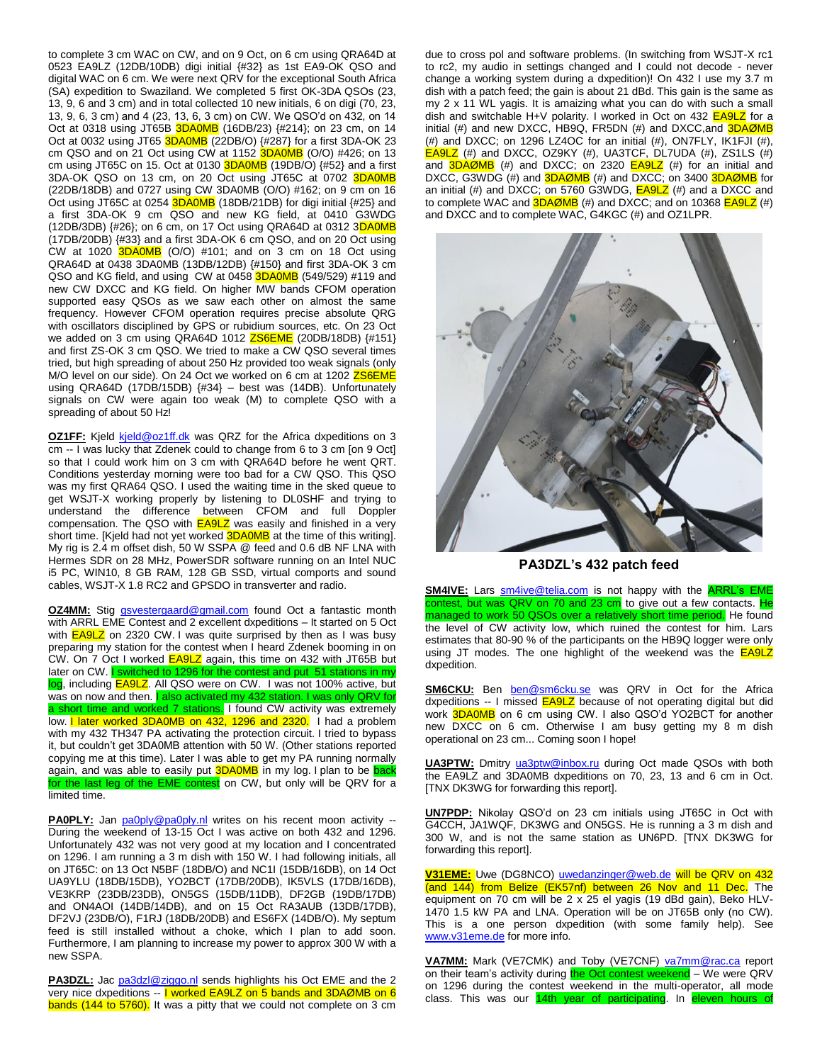to complete 3 cm WAC on CW, and on 9 Oct, on 6 cm using QRA64D at 0523 EA9LZ (12DB/10DB) digi initial {#32} as 1st EA9-OK QSO and digital WAC on 6 cm. We were next QRV for the exceptional South Africa (SA) expedition to Swaziland. We completed 5 first OK-3DA QSOs (23, 13, 9, 6 and 3 cm) and in total collected 10 new initials, 6 on digi (70, 23, 13, 9, 6, 3 cm) and 4 (23, 13, 6, 3 cm) on CW. We QSO'd on 432, on 14 Oct at 0318 using JT65B 3DA0MB (16DB/23) {#214}; on 23 cm, on 14 Oct at 0032 using JT65 3DA0MB (22DB/O) {#287} for a first 3DA-OK 23 cm QSO and on 21 Oct using CW at 1152 3DA0MB (O/O) #426; on 13 cm using JT65C on 15. Oct at 0130 3DA0MB (19DB/O) {#52} and a first 3DA-OK QSO on 13 cm, on 20 Oct using JT65C at 0702 3DA0MB (22DB/18DB) and 0727 using CW 3DA0MB (O/O) #162; on 9 cm on 16 Oct using JT65C at 0254 3DA0MB (18DB/21DB) for digi initial {#25} and a first 3DA-OK 9 cm QSO and new KG field, at 0410 G3WDG (12DB/3DB) {#26}; on 6 cm, on 17 Oct using QRA64D at 0312 3DA0MB (17DB/20DB) {#33} and a first 3DA-OK 6 cm QSO, and on 20 Oct using CW at 1020 3DA0MB (O/O) #101; and on 3 cm on 18 Oct using QRA64D at 0438 3DA0MB (13DB/12DB) {#150} and first 3DA-OK 3 cm QSO and KG field, and using CW at 0458 3DA0MB (549/529) #119 and new CW DXCC and KG field. On higher MW bands CFOM operation supported easy QSOs as we saw each other on almost the same frequency. However CFOM operation requires precise absolute QRG with oscillators disciplined by GPS or rubidium sources, etc. On 23 Oct we added on 3 cm using QRA64D 1012 ZS6EME (20DB/18DB) {#151} and first ZS-OK 3 cm QSO. We tried to make a CW QSO several times tried, but high spreading of about 250 Hz provided too weak signals (only M/O level on our side). On 24 Oct we worked on 6 cm at 1202 ZS6EME using QRA64D (17DB/15DB) {#34} – best was (14DB). Unfortunately signals on CW were again too weak (M) to complete QSO with a spreading of about 50 Hz!

**OZ1FF:** Kjeld kjeld@oz1ff.dk was QRZ for the Africa dxpeditions on 3 cm -- I was lucky that Zdenek could to change from 6 to 3 cm [on 9 Oct] so that I could work him on 3 cm with QRA64D before he went QRT. Conditions yesterday morning were too bad for a CW QSO. This QSO was my first QRA64 QSO. I used the waiting time in the sked queue to get WSJT-X working properly by listening to DL0SHF and trying to understand the difference between CFOM and full Doppler compensation. The QSO with EA9LZ was easily and finished in a very short time. [Kjeld had not yet worked 3DA0MB at the time of this writing]. My rig is 2.4 m offset dish, 50 W SSPA @ feed and 0.6 dB NF LNA with Hermes SDR on 28 MHz, PowerSDR software running on an Intel NUC i5 PC, WIN10, 8 GB RAM, 128 GB SSD, virtual comports and sound cables, WSJT-X 1.8 RC2 and GPSDO in transverter and radio.

**OZ4MM:** Stig gsvestergaard@gmail.com found Oct a fantastic month with ARRL EME Contest and 2 excellent dxpeditions – It started on 5 Oct with EA9LZ on 2320 CW. I was quite surprised by then as I was busy preparing my station for the contest when I heard Zdenek booming in on CW. On 7 Oct I worked EA9LZ again, this time on 432 with JT65B but later on CW. I switched to 1296 for the contest and put 51 stations in my log, including EA9LZ. All QSO were on CW. I was not 100% active, but was on now and then. I also activated my 432 station. I was only QRV for a short time and worked 7 stations. I found CW activity was extremely low. I later worked 3DA0MB on 432, 1296 and 2320. I had a problem with my 432 TH347 PA activating the protection circuit. I tried to bypass it, but couldn't get 3DA0MB attention with 50 W. (Other stations reported copying me at this time). Later I was able to get my PA running normally again, and was able to easily put 3DA0MB in my log. I plan to be back for the last leg of the EME contest on CW, but only will be QRV for a limited time.

**PA0PLY:** Jan pa0ply@pa0ply.nl writes on his recent moon activity -- During the weekend of 13-15 Oct I was active on both 432 and 1296. Unfortunately 432 was not very good at my location and I concentrated on 1296. I am running a 3 m dish with 150 W. I had following initials, all on JT65C: on 13 Oct N5BF (18DB/O) and NC1I (15DB/16DB), on 14 Oct UA9YLU (18DB/15DB), YO2BCT (17DB/20DB), IK5VLS (17DB/16DB), VE3KRP (23DB/23DB), ON5GS (15DB/11DB), DF2GB (19DB/17DB) and ON4AOI (14DB/14DB), and on 15 Oct RA3AUB (13DB/17DB), DF2VJ (23DB/O), F1RJ (18DB/20DB) and ES6FX (14DB/O). My septum feed is still installed without a choke, which I plan to add soon. Furthermore, I am planning to increase my power to approx 300 W with a new SSPA.

**PA3DZL:** Jac pa3dzl@ziggo.nl sends highlights his Oct EME and the 2 very nice dxpeditions -- I worked EA9LZ on 5 bands and 3DAØMB on 6 bands (144 to 5760). It was a pitty that we could not complete on 3 cm due to cross pol and software problems. (In switching from WSJT-X rc1 to rc2, my audio in settings changed and I could not decode - never change a working system during a dxpedition)! On 432 I use my 3.7 m dish with a patch feed; the gain is about 21 dBd. This gain is the same as my 2 x 11 WL yagis. It is amaizing what you can do with such a small dish and switchable H+V polarity. I worked in Oct on 432 EA9LZ for a initial (#) and new DXCC, HB9Q, FR5DN (#) and DXCC,and 3DAØMB (#) and DXCC; on 1296 LZ4OC for an initial (#), ON7FLY, IK1FJI (#), EA9LZ (#) and DXCC, OZ9KY (#), UA3TCF, DL7UDA (#), ZS1LS (#) and 3DAØMB (#) and DXCC; on 2320 EA9LZ (#) for an initial and DXCC, G3WDG (#) and 3DAØMB (#) and DXCC; on 3400 3DAØMB for an initial (#) and DXCC; on 5760 G3WDG, EA9LZ (#) and a DXCC and to complete WAC and 3DAØMB (#) and DXCC; and on 10368 EA9LZ (#) and DXCC and to complete WAC, G4KGC (#) and OZ1LPR.

**PA3DZL's 432 patch feed**

**SM4IVE:** Lars sm4ive@telia.com is not happy with the ARRL's EME contest, but was QRV on 70 and 23 cm to give out a few contacts. He managed to work 50 QSOs over a relatively short time period. He found the level of CW activity low, which ruined the contest for him. Lars estimates that 80-90 % of the participants on the HB9Q logger were only using JT modes. The one highlight of the weekend was the EA9LZ dxpedition.

**SM6CKU:** Ben ben@sm6cku.se was QRV in Oct for the Africa dxpeditions -- I missed EA9LZ because of not operating digital but did work 3DA0MB on 6 cm using CW. I also QSO'd YO2BCT for another new DXCC on 6 cm. Otherwise I am busy getting my 8 m dish operational on 23 cm... Coming soon I hope!

**UA3PTW:** Dmitry ua3ptw@inbox.ru during Oct made QSOs with both the EA9LZ and 3DA0MB dxpeditions on 70, 23, 13 and 6 cm in Oct. [TNX DK3WG for forwarding this report].

**UN7PDP:** Nikolay QSO'd on 23 cm initials using JT65C in Oct with G4CCH, JA1WQF, DK3WG and ON5GS. He is running a 3 m dish and 300 W, and is not the same station as UN6PD. [TNX DK3WG for forwarding this report].

**V31EME:** Uwe (DG8NCO) uwedanzinger@web.de will be QRV on 432 (and 144) from Belize (EK57nf) between 26 Nov and 11 Dec. The equipment on 70 cm will be 2 x 25 el yagis (19 dBd gain), Beko HLV-1470 1.5 kW PA and LNA. Operation will be on JT65B only (no CW). This is a one person dxpedition (with some family help). See www.v31eme.de for more info.

**VA7MM:** Mark (VE7CMK) and Toby (VE7CNF) va7mm@rac.ca report on their team's activity during the Oct contest weekend – We were QRV on 1296 during the contest weekend in the multi-operator, all mode class. This was our 14th year of participating. In eleven hours of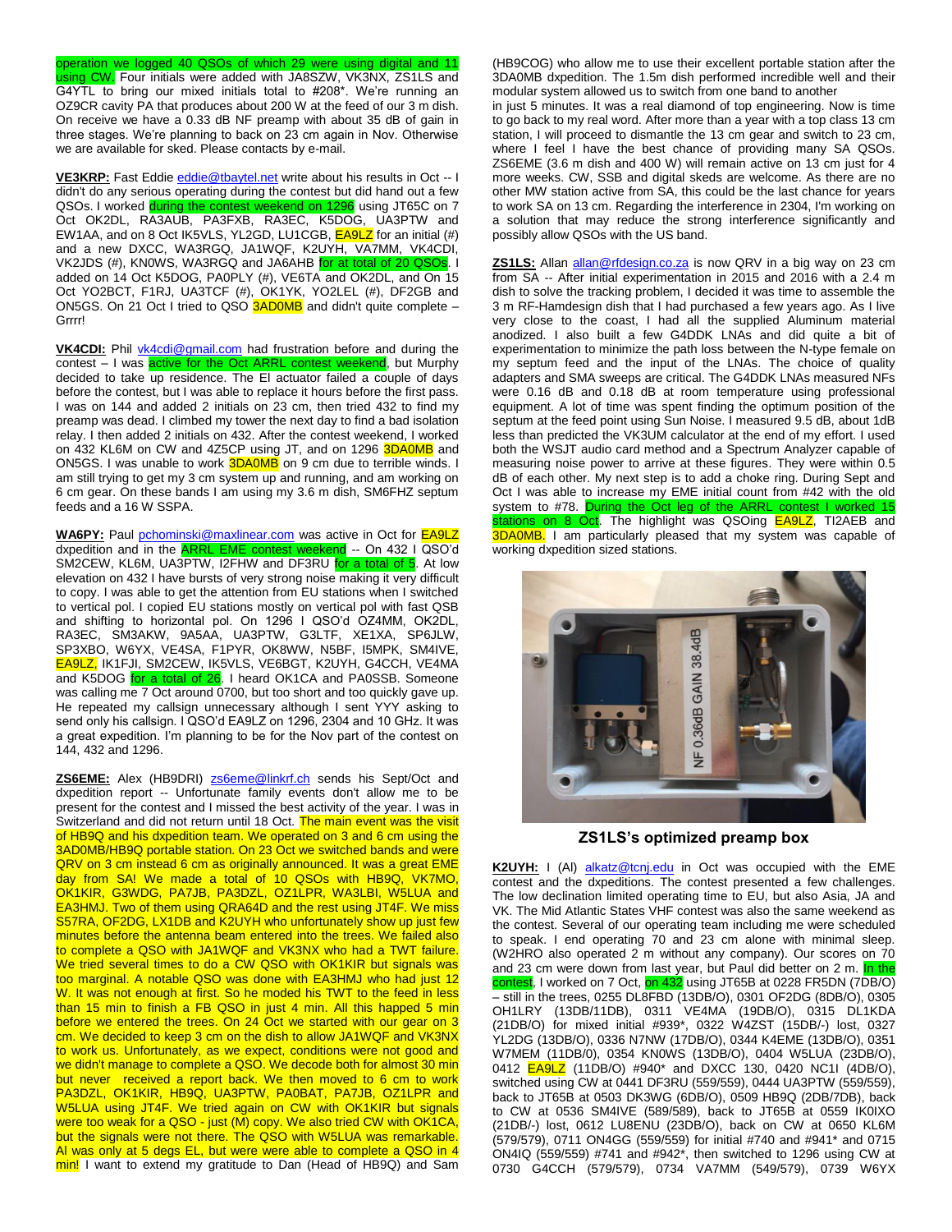operation we logged 40 QSOs of which 29 were using digital and 11 using CW. Four initials were added with JA8SZW, VK3NX, ZS1LS and G4YTL to bring our mixed initials total to #208*. We're running an OZ9CR cavity PA that produces about 200 W at the feed of our 3 m dish. On receive we have a 0.33 dB NF preamp with about 35 dB of gain in three stages. We're planning to back on 23 cm again in Nov. Otherwise we are available for sked. Please contacts by e-mail.

**VE3KRP:** Fast Eddie eddie@tbaytel.net write about his results in Oct -- I didn't do any serious operating during the contest but did hand out a few QSOs. I worked during the contest weekend on 1296 using JT65C on 7 Oct OK2DL, RA3AUB, PA3FXB, RA3EC, K5DOG, UA3PTW and EW1AA, and on 8 Oct IK5VLS, YL2GD, LU1CGB, EA9LZ for an initial (#) and a new DXCC, WA3RGQ, JA1WQF, K2UYH, VA7MM, VK4CDI, VK2JDS (#), KN0WS, WA3RGQ and JA6AHB for at total of 20 QSOs. I added on 14 Oct K5DOG, PA0PLY (#), VE6TA and OK2DL, and On 15 Oct YO2BCT, F1RJ, UA3TCF (#), OK1YK, YO2LEL (#), DF2GB and ON5GS. On 21 Oct I tried to QSO 3AD0MB and didn't quite complete – Grrrr!

**VK4CDI:** Phil vk4cdi@gmail.com had frustration before and during the contest – I was active for the Oct ARRL contest weekend, but Murphy decided to take up residence. The El actuator failed a couple of days before the contest, but I was able to replace it hours before the first pass. I was on 144 and added 2 initials on 23 cm, then tried 432 to find my preamp was dead. I climbed my tower the next day to find a bad isolation relay. I then added 2 initials on 432. After the contest weekend, I worked on 432 KL6M on CW and 4Z5CP using JT, and on 1296 3DA0MB and ON5GS. I was unable to work 3DA0MB on 9 cm due to terrible winds. I am still trying to get my 3 cm system up and running, and am working on 6 cm gear. On these bands I am using my 3.6 m dish, SM6FHZ septum feeds and a 16 W SSPA.

**WA6PY:** Paul pchominski@maxlinear.com was active in Oct for EA9LZ dxpedition and in the ARRL EME contest weekend -- On 432 I QSO'd SM2CEW, KL6M, UA3PTW, I2FHW and DF3RU for a total of 5. At low elevation on 432 I have bursts of very strong noise making it very difficult to copy. I was able to get the attention from EU stations when I switched to vertical pol. I copied EU stations mostly on vertical pol with fast QSB and shifting to horizontal pol. On 1296 I QSO'd OZ4MM, OK2DL, RA3EC, SM3AKW, 9A5AA, UA3PTW, G3LTF, XE1XA, SP6JLW, SP3XBO, W6YX, VE4SA, F1PYR, OK8WW, N5BF, I5MPK, SM4IVE, EA9LZ, IK1FJI, SM2CEW, IK5VLS, VE6BGT, K2UYH, G4CCH, VE4MA and K5DOG for a total of 26. I heard OK1CA and PA0SSB. Someone was calling me 7 Oct around 0700, but too short and too quick gave up. He repeated my callsign unnecessary although I sent YYY asking to send only his callsign. I QSO'd EA9LZ on 1296, 2304 and 10 GHz. It was a great expedition. I'm planning to be for the Nov part of the contest on 144, 432 and 1296.

**ZS6EME:** Alex (HB9DRI) zs6eme@linkrf.ch sends his Sept/Oct and dxpedition report -- Unfortunate family events don't allow me to be present for the contest and I missed the best activity of the year. I was in Switzerland and did not return until 18 Oct. The main event was the visit of HB9Q and his dxpedition team. We operated on 3 and 6 cm using the 3AD0MB/HB9Q portable station. On 23 Oct we switched bands and were QRV on 3 cm instead 6 cm as originally announced. It was a great EME day from SA! We made a total of 10 QSOs with HB9Q, VK7MO, OK1KIR, G3WDG, PA7JB, PA3DZL, OZ1LPR, WA3LBI, W5LUA and EA3HMJ. Two of them using QRA64D and the rest using JT4F. We miss S57RA, OF2DG, LX1DB and K2UYH who unfortunately show up just few minutes before the antenna beam entered into the trees. We failed also to complete a QSO with JA1WQF and VK3NX who had a TWT failure. We tried several times to do a CW QSO with OK1KIR but signals was too marginal. A notable QSO was done with EA3HMJ who had just 12 W. It was not enough at first. So he moded his TWT to the feed in less than 15 min to finish a FB QSO in just 4 min. All this happed 5 min before we entered the trees. On 24 Oct we started with our gear on 3 cm. We decided to keep 3 cm on the dish to allow JA1WQF and VK3NX to work us. Unfortunately, as we expect, conditions were not good and we didn't manage to complete a QSO. We decode both for almost 30 min but never received a report back. We then moved to 6 cm to work PA3DZL, OK1KIR, HB9Q, UA3PTW, PA0BAT, PA7JB, OZ1LPR and W5LUA using JT4F. We tried again on CW with OK1KIR but signals were too weak for a QSO - just (M) copy. We also tried CW with OK1CA, but the signals were not there. The QSO with W5LUA was remarkable. Al was only at 5 degs EL, but were were able to complete a QSO in 4 min! I want to extend my gratitude to Dan (Head of HB9Q) and Sam (HB9COG) who allow me to use their excellent portable station after the 3DA0MB dxpedition. The 1.5m dish performed incredible well and their modular system allowed us to switch from one band to another in just 5 minutes. It was a real diamond of top engineering. Now is time to go back to my real word. After more than a year with a top class 13 cm station, I will proceed to dismantle the 13 cm gear and switch to 23 cm, where I feel I have the best chance of providing many SA QSOs. ZS6EME (3.6 m dish and 400 W) will remain active on 13 cm just for 4 more weeks. CW, SSB and digital skeds are welcome. As there are no other MW station active from SA, this could be the last chance for years to work SA on 13 cm. Regarding the interference in 2304, I'm working on a solution that may reduce the strong interference significantly and possibly allow QSOs with the US band.

**ZS1LS:** Allan allan@rfdesign.co.za is now QRV in a big way on 23 cm from SA -- After initial experimentation in 2015 and 2016 with a 2.4 m dish to solve the tracking problem, I decided it was time to assemble the 3 m RF-Hamdesign dish that I had purchased a few years ago. As I live very close to the coast, I had all the supplied Aluminum material anodized. I also built a few G4DDK LNAs and did quite a bit of experimentation to minimize the path loss between the N-type female on my septum feed and the input of the LNAs. The choice of quality adapters and SMA sweeps are critical. The G4DDK LNAs measured NFs were 0.16 dB and 0.18 dB at room temperature using professional equipment. A lot of time was spent finding the optimum position of the septum at the feed point using Sun Noise. I measured 9.5 dB, about 1dB less than predicted the VK3UM calculator at the end of my effort. I used both the WSJT audio card method and a Spectrum Analyzer capable of measuring noise power to arrive at these figures. They were within 0.5 dB of each other. My next step is to add a choke ring. During Sept and Oct I was able to increase my EME initial count from #42 with the old system to #78. During the Oct leg of the ARRL contest I worked 15 stations on 8 Oct. The highlight was QSOing EA9LZ, TI2AEB and 3DA0MB. I am particularly pleased that my system was capable of working dxpedition sized stations.

NF 0.36dB GAIN 38.4dB

**ZS1LS's optimized preamp box**

**K2UYH:** I (Al) alkatz@tcnj.edu in Oct was occupied with the EME contest and the dxpeditions. The contest presented a few challenges. The low declination limited operating time to EU, but also Asia, JA and VK. The Mid Atlantic States VHF contest was also the same weekend as the contest. Several of our operating team including me were scheduled to speak. I end operating 70 and 23 cm alone with minimal sleep. (W2HRO also operated 2 m without any company). Our scores on 70 and 23 cm were down from last year, but Paul did better on 2 m. In the contest, I worked on 7 Oct, on 432 using JT65B at 0228 FR5DN (7DB/O) – still in the trees, 0255 DL8FBD (13DB/O), 0301 OF2DG (8DB/O), 0305 OH1LRY (13DB/11DB), 0311 VE4MA (19DB/O), 0315 DL1KDA (21DB/O) for mixed initial #939*, 0322 W4ZST (15DB/-) lost, 0327 YL2DG (13DB/O), 0336 N7NW (17DB/O), 0344 K4EME (13DB/O), 0351 W7MEM (11DB/0), 0354 KN0WS (13DB/O), 0404 W5LUA (23DB/O), 0412 EA9LZ (11DB/O) #940* and DXCC 130, 0420 NC1I (4DB/O), switched using CW at 0441 DF3RU (559/559), 0444 UA3PTW (559/559), back to JT65B at 0503 DK3WG (6DB/O), 0509 HB9Q (2DB/7DB), back to CW at 0536 SM4IVE (589/589), back to JT65B at 0559 IK0IXO (21DB/-) lost, 0612 LU8ENU (23DB/O), back on CW at 0650 KL6M (579/579), 0711 ON4GG (559/559) for initial #740 and #941* and 0715 ON4IQ (559/559) #741 and #942*, then switched to 1296 using CW at 0730 G4CCH (579/579), 0734 VA7MM (549/579), 0739 W6YX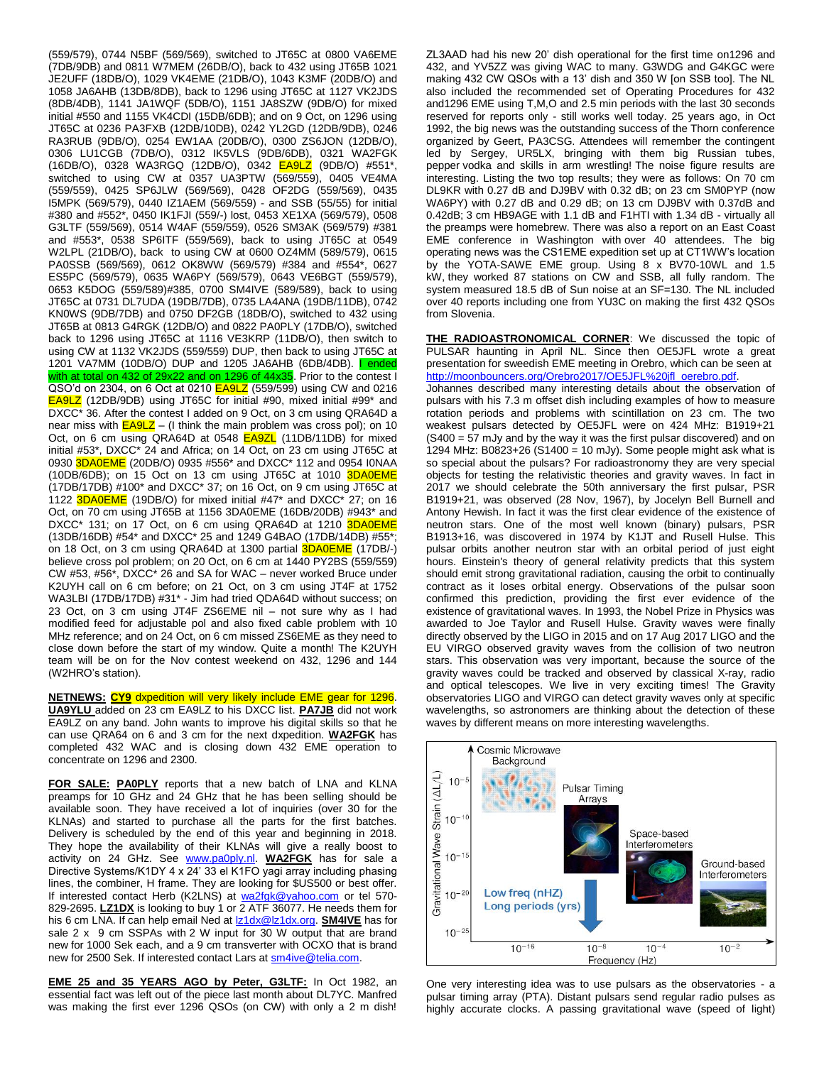(559/579), 0744 N5BF (569/569), switched to JT65C at 0800 VA6EME (7DB/9DB) and 0811 W7MEM (26DB/O), back to 432 using JT65B 1021 JE2UFF (18DB/O), 1029 VK4EME (21DB/O), 1043 K3MF (20DB/O) and 1058 JA6AHB (13DB/8DB), back to 1296 using JT65C at 1127 VK2JDS (8DB/4DB), 1141 JA1WQF (5DB/O), 1151 JA8SZW (9DB/O) for mixed initial #550 and 1155 VK4CDI (15DB/6DB); and on 9 Oct, on 1296 using JT65C at 0236 PA3FXB (12DB/10DB), 0242 YL2GD (12DB/9DB), 0246 RA3RUB (9DB/O), 0254 EW1AA (20DB/O), 0300 ZS6JON (12DB/O), 0306 LU1CGB (7DB/O), 0312 IK5VLS (9DB/6DB), 0321 WA2FGK (16DB/O), 0328 WA3RGQ (12DB/O), 0342 EA9LZ (9DB/O) #551*, switched to using CW at 0357 UA3PTW (569/559), 0405 VE4MA (559/559), 0425 SP6JLW (569/569), 0428 OF2DG (559/569), 0435 I5MPK (569/579), 0440 IZ1AEM (569/559) - and SSB (55/55) for initial #380 and #552*, 0450 IK1FJI (559/-) lost, 0453 XE1XA (569/579), 0508 G3LTF (559/569), 0514 W4AF (559/559), 0526 SM3AK (569/579) #381 and #553*, 0538 SP6ITF (559/569), back to using JT65C at 0549 W2LPL (21DB/O), back to using CW at 0600 OZ4MM (589/579), 0615 PA0SSB (569/569), 0612 OK8WW (569/579) #384 and #554*, 0627 ES5PC (569/579), 0635 WA6PY (569/579), 0643 VE6BGT (559/579), 0653 K5DOG (559/589)#385, 0700 SM4IVE (589/589), back to using JT65C at 0731 DL7UDA (19DB/7DB), 0735 LA4ANA (19DB/11DB), 0742 KN0WS (9DB/7DB) and 0750 DF2GB (18DB/O), switched to 432 using JT65B at 0813 G4RGK (12DB/O) and 0822 PA0PLY (17DB/O), switched back to 1296 using JT65C at 1116 VE3KRP (11DB/O), then switch to using CW at 1132 VK2JDS (559/559) DUP, then back to using JT65C at 1201 VA7MM (10DB/O) DUP and 1205 JA6AHB (6DB/4DB). I ended with at total on 432 of 29x22 and on 1296 of 44x35. Prior to the contest I QSO'd on 2304, on 6 Oct at 0210 EA9LZ (559/599) using CW and 0216 EA9LZ (12DB/9DB) using JT65C for initial #99* and DXCC* 36. After the contest I added on 9 Oct, on 3 cm using QRA64D a near miss with EA9LZ – (I think the main problem was cross pol); on 10 Oct, on 6 cm using QRA64D at 0548 EA9ZL (11DB/11DB) for mixed initial #53*, DXCC* 24 and Africa; on 14 Oct, on 23 cm using JT65C at 0930 3DA0EME (20DB/O) 0935 #556* and DXCC* 112 and 0954 I0NAA (10DB/6DB); on 15 Oct on 13 cm using JT65C at 1010 3DA0EME (17DB/17DB) #100* and DXCC* 37; on 16 Oct, on 9 cm using JT65C at 1122 3DA0EME (19DB/O) for mixed initial #47* and DXCC* 27; on 16 Oct, on 70 cm using JT65B at 1156 3DA0EME (16DB/20DB) #943* and DXCC* 131; on 17 Oct, on 6 cm using QRA64D at 1210 3DA0EME (13DB/16DB) #54* and DXCC* 25 and 1249 G4BAO (17DB/14DB) #55*; on 18 Oct, on 3 cm using QRA64D at 1300 partial 3DA0EME (17DB/-) believe cross pol problem; on 20 Oct, on 6 cm at 1440 PY2BS (559/559) CW #53, #56*, DXCC* 26 and SA for WAC – never worked Bruce under K2UYH call on 6 cm before; on 21 Oct, on 3 cm using JT4F at 1752 WA3LBI (17DB/17DB) #31* - Jim had tried QDA64D without success; on 23 Oct, on 3 cm using JT4F ZS6EME nil – not sure why as I had modified feed for adjustable pol and also fixed cable problem with 10 MHz reference; and on 24 Oct, on 6 cm missed ZS6EME as they need to close down before the start of my window. Quite a month! The K2UYH team will be on for the Nov contest weekend on 432, 1296 and 144 (W2HRO's station).

**NETNEWS:** **CY9** dxpedition will very likely include EME gear for 1296. **UA9YLU** added on 23 cm EA9LZ to his DXCC list. **PA7JB** did not work EA9LZ on any band. John wants to improve his digital skills so that he can use QRA64 on 6 and 3 cm for the next dxpedition. **WA2FGK** has completed 432 WAC and is closing down 432 EME operation to concentrate on 1296 and 2300.

**FOR SALE:** **PA0PLY** reports that a new batch of LNA and KLNA preamps for 10 GHz and 24 GHz that he has been selling should be available soon. They have received a lot of inquiries (over 30 for the KLNAs) and started to purchase all the parts for the first batches. Delivery is scheduled by the end of this year and beginning in 2018. They hope the availability of their KLNAs will give a really boost to activity on 24 GHz. See www.pa0ply.nl. **WA2FGK** has for sale a Directive Systems/K1DY 4 x 24' 33 el K1FO yagi array including phasing lines, the combiner, H frame. They are looking for $US500 or best offer. If interested contact Herb (K2LNS) at wa2fgk@yahoo.com or tel 570-829-2695. **LZ1DX** is looking to buy 1 or 2 ATF 36077. He needs them for his 6 cm LNA. If can help email Ned at lz1dx@lz1dx.org. **SM4IVE** has for sale 2 x 9 cm SSPAs with 2 W input for 30 W output that are brand new for 1000 Sek each, and a 9 cm transverter with OCXO that is brand new for 2500 Sek. If interested contact Lars at sm4ive@telia.com.

**EME 25 and 35 YEARS AGO by Peter, G3LTF:** In Oct 1982, an essential fact was left out of the piece last month about DL7YC. Manfred was making the first ever 1296 QSOs (on CW) with only a 2 m dish! ZL3AAD had his new 20' dish operational for the first time on1296 and 432, and YV5ZZ was giving WAC to many. G3WDG and G4KGC were making 432 CW QSOs with a 13' dish and 350 W [on SSB too]. The NL also included the recommended set of Operating Procedures for 432 and1296 EME using T,M,O and 2.5 min periods with the last 30 seconds reserved for reports only - still works well today. 25 years ago, in Oct 1992, the big news was the outstanding success of the Thorn conference organized by Geert, PA3CSG. Attendees will remember the contingent led by Sergey, UR5LX, bringing with them big Russian tubes, pepper vodka and skills in arm wrestling! The noise figure results are interesting. Listing the two top results; they were as follows: On 70 cm DL9KR with 0.27 dB and DJ9BV with 0.32 dB; on 23 cm SM0PYP (now WA6PY) with 0.27 dB and 0.29 dB; on 13 cm DJ9BV with 0.37dB and 0.42dB; 3 cm HB9AGE with 1.1 dB and F1HTI with 1.34 dB - virtually all the preamps were homebrew. There was also a report on an East Coast EME conference in Washington with over 40 attendees. The big operating news was the CS1EME expedition set up at CT1WW's location by the YOTA-SAWE EME group. Using 8 x BV70-10WL and 1.5 kW, they worked 87 stations on CW and SSB, all fully random. The system measured 18.5 dB of Sun noise at an SF=130. The NL included over 40 reports including one from YU3C on making the first 432 QSOs from Slovenia.

**THE RADIOASTRONOMICAL CORNER**: We discussed the topic of PULSAR haunting in April NL. Since then OE5JFL wrote a great presentation for sweedish EME meeting in Orebro, which can be seen at http://moonbouncers.org/Orebro2017/OE5JFL%20jfl_oerebro.pdf.
Johannes described many interesting details about the observation of pulsars with his 7.3 m offset dish including examples of how to measure rotation periods and problems with scintillation on 23 cm. The two weakest pulsars detected by OE5JFL were on 424 MHz: B1919+21 (S400 = 57 mJy and by the way it was the first pulsar discovered) and on 1294 MHz: B0823+26 (S1400 = 10 mJy). Some people might ask what is so special about the pulsars? For radioastronomy they are very special objects for testing the relativistic theories and gravity waves. In fact in 2017 we should celebrate the 50th anniversary the first pulsar, PSR B1919+21, was observed (28 Nov, 1967), by Jocelyn Bell Burnell and Antony Hewish. In fact it was the first clear evidence of the existence of neutron stars. One of the most well known (binary) pulsars, PSR B1913+16, was discovered in 1974 by K1JT and Rusell Hulse. This pulsar orbits another neutron star with an orbital period of just eight hours. Einstein's theory of general relativity predicts that this system should emit strong gravitational radiation, causing the orbit to continually contract as it loses orbital energy. Observations of the pulsar soon confirmed this prediction, providing the first ever evidence of the existence of gravitational waves. In 1993, the Nobel Prize in Physics was awarded to Joe Taylor and Rusell Hulse. Gravity waves were finally directly observed by the LIGO in 2015 and on 17 Aug 2017 LIGO and the EU VIRGO observed gravity waves from the collision of two neutron stars. This observation was very important, because the source of the gravity waves could be tracked and observed by classical X-ray, radio and optical telescopes. We live in very exciting times! The Gravity observatories LIGO and VIRGO can detect gravity waves only at specific wavelengths, so astronomers are thinking about the detection of these waves by different means on more interesting wavelengths.

Cosmic Microwave Background
Pulsar Timing Arrays
Space-based Interferometers
Ground-based Interferometers
Gravitational Wave Strain (ΔL/L)
$10^{-5}$
$10^{-10}$
$10^{-15}$
$10^{-20}$
$10^{-25}$
Low freq (nHZ)
Long periods (yrs)
$10^{-16}$
$10^{-8}$
$10^{-4}$
$10^{-2}$
Frequency (Hz)

One very interesting idea was to use pulsars as the observatories - a pulsar timing array (PTA). Distant pulsars send regular radio pulses as highly accurate clocks. A passing gravitational wave (speed of light)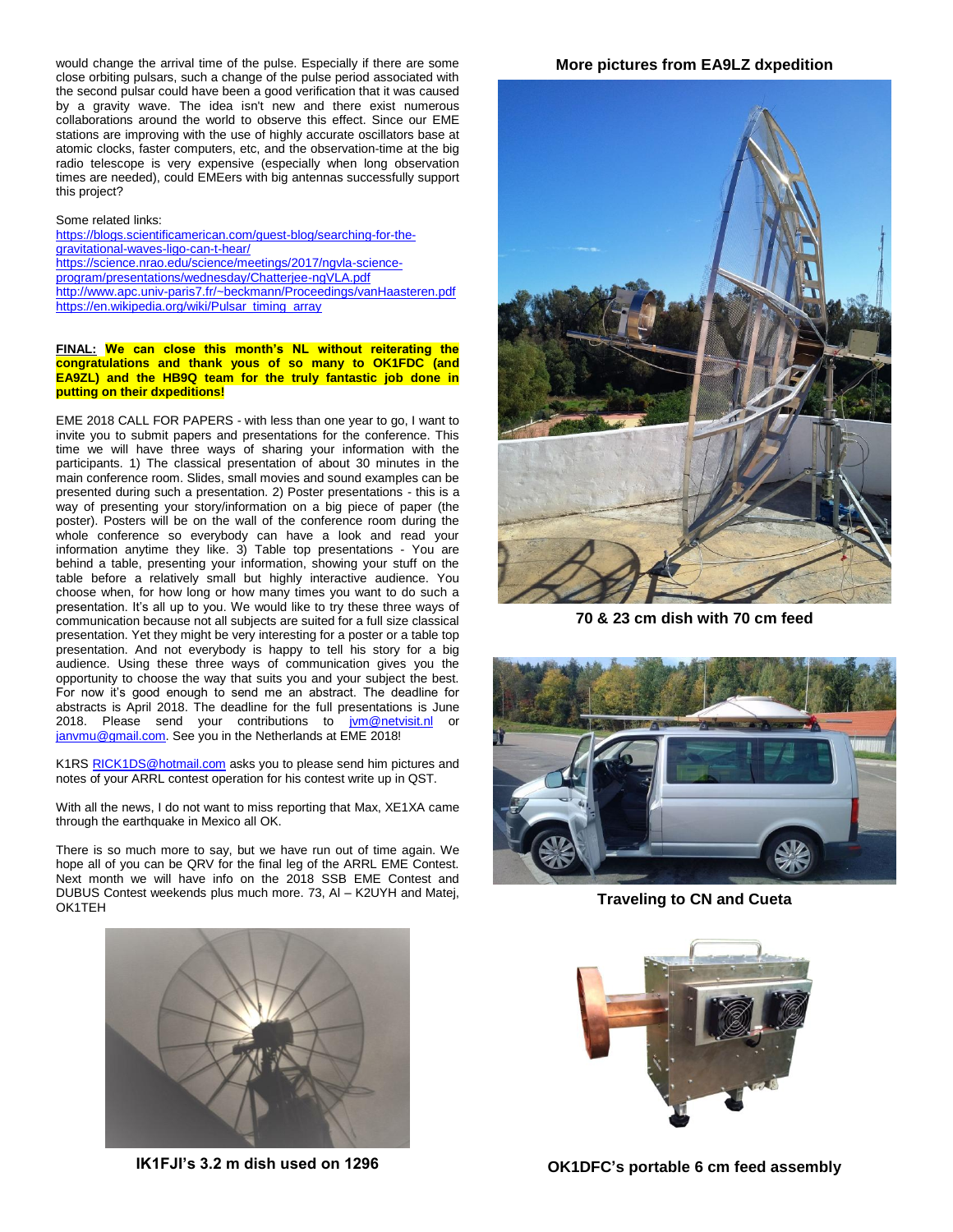would change the arrival time of the pulse. Especially if there are some close orbiting pulsars, such a change of the pulse period associated with the second pulsar could have been a good verification that it was caused by a gravity wave. The idea isn't new and there exist numerous collaborations around the world to observe this effect. Since our EME stations are improving with the use of highly accurate oscillators base at atomic clocks, faster computers, etc, and the observation-time at the big radio telescope is very expensive (especially when long observation times are needed), could EMEers with big antennas successfully support this project?

Some related links:
https://blogs.scientificamerican.com/guest-blog/searching-for-the-gravitational-waves-ligo-can-t-hear/
https://science.nrao.edu/science/meetings/2017/ngvla-science-program/presentations/wednesday/Chatterjee-ngVLA.pdf
http://www.apc.univ-paris7.fr/~beckmann/Proceedings/vanHaasteren.pdf
https://en.wikipedia.org/wiki/Pulsar_timing_array

**FINAL: We can close this month's NL without reiterating the congratulations and thank yous of so many to OK1FDC (and EA9ZL) and the HB9Q team for the truly fantastic job done in putting on their dxpeditions!**

EME 2018 CALL FOR PAPERS - with less than one year to go, I want to invite you to submit papers and presentations for the conference. This time we will have three ways of sharing your information with the participants. 1) The classical presentation of about 30 minutes in the main conference room. Slides, small movies and sound examples can be presented during such a presentation. 2) Poster presentations - this is a way of presenting your story/information on a big piece of paper (the poster). Posters will be on the wall of the conference room during the whole conference so everybody can have a look and read your information anytime they like. 3) Table top presentations - You are behind a table, presenting your information, showing your stuff on the table before a relatively small but highly interactive audience. You choose when, for how long or how many times you want to do such a presentation. It's all up to you. We would like to try these three ways of communication because not all subjects are suited for a full size classical presentation. Yet they might be very interesting for a poster or a table top presentation. And not everybody is happy to tell his story for a big audience. Using these three ways of communication gives you the opportunity to choose the way that suits you and your subject the best. For now it's good enough to send me an abstract. The deadline for abstracts is April 2018. The deadline for the full presentations is June 2018. Please send your contributions to jvm@netvisit.nl or janvmu@gmail.com. See you in the Netherlands at EME 2018!

K1RS RICK1DS@hotmail.com asks you to please send him pictures and notes of your ARRL contest operation for his contest write up in QST.

With all the news, I do not want to miss reporting that Max, XE1XA came through the earthquake in Mexico all OK.

There is so much more to say, but we have run out of time again. We hope all of you can be QRV for the final leg of the ARRL EME Contest. Next month we will have info on the 2018 SSB EME Contest and DUBUS Contest weekends plus much more. 73, Al – K2UYH and Matej, OK1TEH

**IK1FJI's 3.2 m dish used on 1296**

**More pictures from EA9LZ dxpedition**

**70 & 23 cm dish with 70 cm feed**

**Traveling to CN and Cueta**

**OK1DFC's portable 6 cm feed assembly**